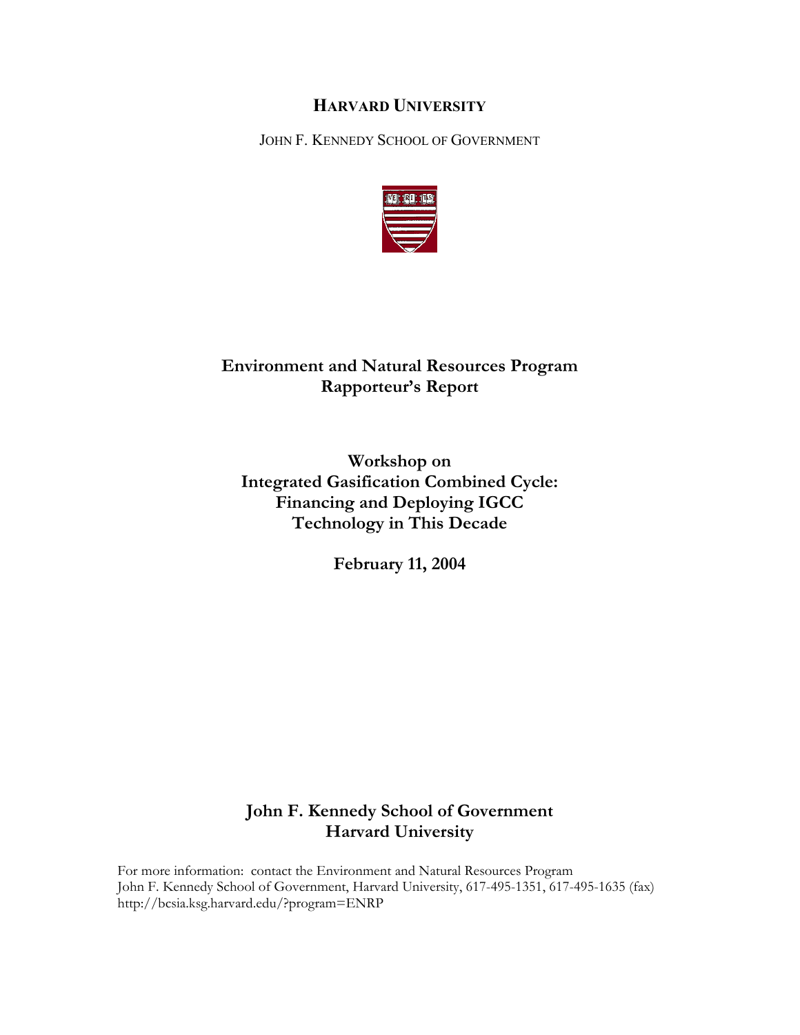**HARVARD UNIVERSITY**

JOHN F. KENNEDY SCHOOL OF GOVERNMENT

# Environment and Natural Resources Program
## Rapporteur's Report

## Workshop on Integrated Gasification Combined Cycle: Financing and Deploying IGCC Technology in This Decade

**February 11, 2004**

**John F. Kennedy School of Government**
**Harvard University**

For more information: contact the Environment and Natural Resources Program
John F. Kennedy School of Government, Harvard University, 617-495-1351, 617-495-1635 (fax)
http://bcsia.ksg.harvard.edu/?program=ENRP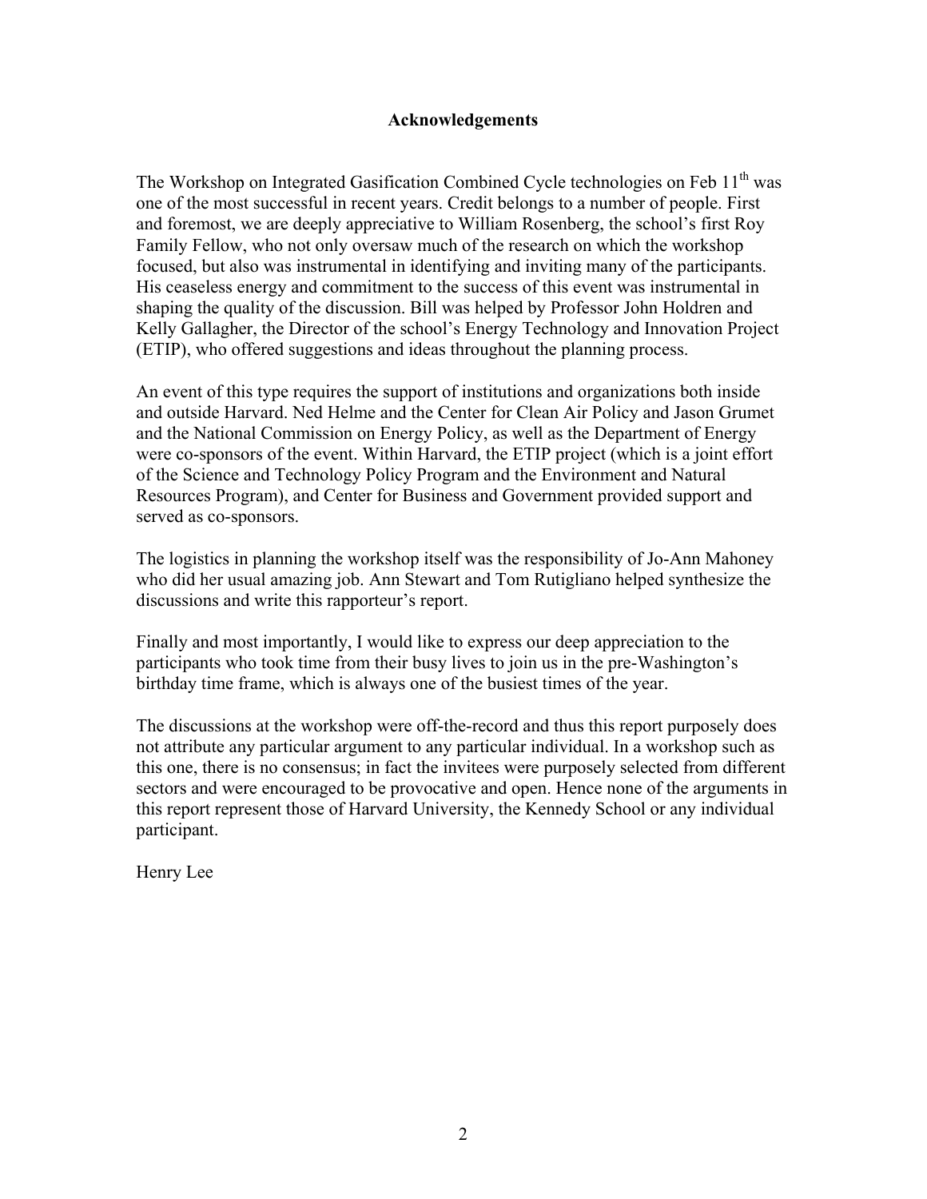## Acknowledgements

The Workshop on Integrated Gasification Combined Cycle technologies on Feb 11th was one of the most successful in recent years. Credit belongs to a number of people. First and foremost, we are deeply appreciative to William Rosenberg, the school's first Roy Family Fellow, who not only oversaw much of the research on which the workshop focused, but also was instrumental in identifying and inviting many of the participants. His ceaseless energy and commitment to the success of this event was instrumental in shaping the quality of the discussion. Bill was helped by Professor John Holdren and Kelly Gallagher, the Director of the school's Energy Technology and Innovation Project (ETIP), who offered suggestions and ideas throughout the planning process.

An event of this type requires the support of institutions and organizations both inside and outside Harvard. Ned Helme and the Center for Clean Air Policy and Jason Grumet and the National Commission on Energy Policy, as well as the Department of Energy were co-sponsors of the event. Within Harvard, the ETIP project (which is a joint effort of the Science and Technology Policy Program and the Environment and Natural Resources Program), and Center for Business and Government provided support and served as co-sponsors.

The logistics in planning the workshop itself was the responsibility of Jo-Ann Mahoney who did her usual amazing job. Ann Stewart and Tom Rutigliano helped synthesize the discussions and write this rapporteur's report.

Finally and most importantly, I would like to express our deep appreciation to the participants who took time from their busy lives to join us in the pre-Washington's birthday time frame, which is always one of the busiest times of the year.

The discussions at the workshop were off-the-record and thus this report purposely does not attribute any particular argument to any particular individual. In a workshop such as this one, there is no consensus; in fact the invitees were purposely selected from different sectors and were encouraged to be provocative and open. Hence none of the arguments in this report represent those of Harvard University, the Kennedy School or any individual participant.

Henry Lee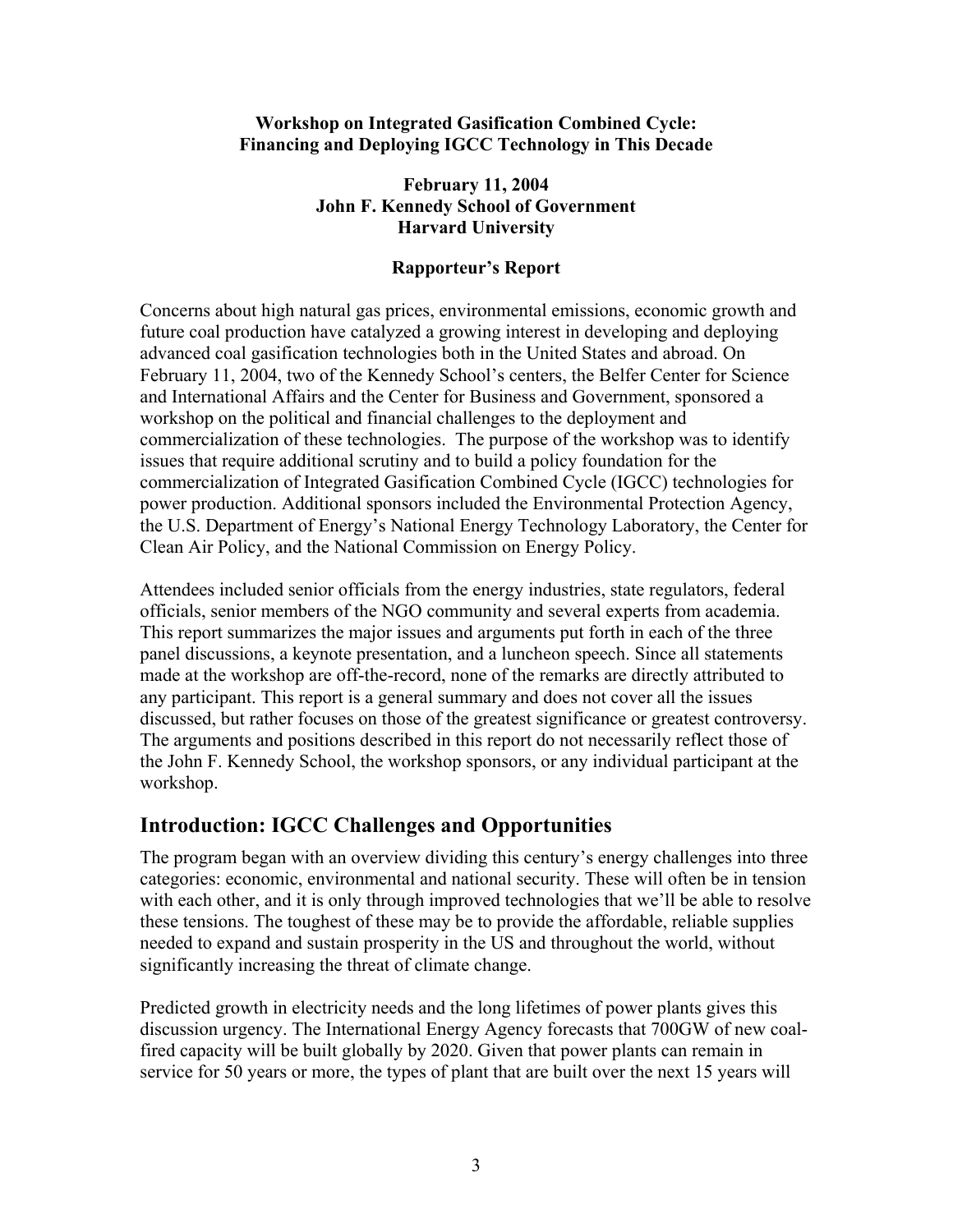**Workshop on Integrated Gasification Combined Cycle: Financing and Deploying IGCC Technology in This Decade**

**February 11, 2004**
**John F. Kennedy School of Government**
**Harvard University**

**Rapporteur's Report**

Concerns about high natural gas prices, environmental emissions, economic growth and future coal production have catalyzed a growing interest in developing and deploying advanced coal gasification technologies both in the United States and abroad. On February 11, 2004, two of the Kennedy School's centers, the Belfer Center for Science and International Affairs and the Center for Business and Government, sponsored a workshop on the political and financial challenges to the deployment and commercialization of these technologies. The purpose of the workshop was to identify issues that require additional scrutiny and to build a policy foundation for the commercialization of Integrated Gasification Combined Cycle (IGCC) technologies for power production. Additional sponsors included the Environmental Protection Agency, the U.S. Department of Energy's National Energy Technology Laboratory, the Center for Clean Air Policy, and the National Commission on Energy Policy.

Attendees included senior officials from the energy industries, state regulators, federal officials, senior members of the NGO community and several experts from academia. This report summarizes the major issues and arguments put forth in each of the three panel discussions, a keynote presentation, and a luncheon speech. Since all statements made at the workshop are off-the-record, none of the remarks are directly attributed to any participant. This report is a general summary and does not cover all the issues discussed, but rather focuses on those of the greatest significance or greatest controversy. The arguments and positions described in this report do not necessarily reflect those of the John F. Kennedy School, the workshop sponsors, or any individual participant at the workshop.

## Introduction: IGCC Challenges and Opportunities

The program began with an overview dividing this century's energy challenges into three categories: economic, environmental and national security. These will often be in tension with each other, and it is only through improved technologies that we'll be able to resolve these tensions. The toughest of these may be to provide the affordable, reliable supplies needed to expand and sustain prosperity in the US and throughout the world, without significantly increasing the threat of climate change.

Predicted growth in electricity needs and the long lifetimes of power plants gives this discussion urgency. The International Energy Agency forecasts that 700GW of new coal-fired capacity will be built globally by 2020. Given that power plants can remain in service for 50 years or more, the types of plant that are built over the next 15 years will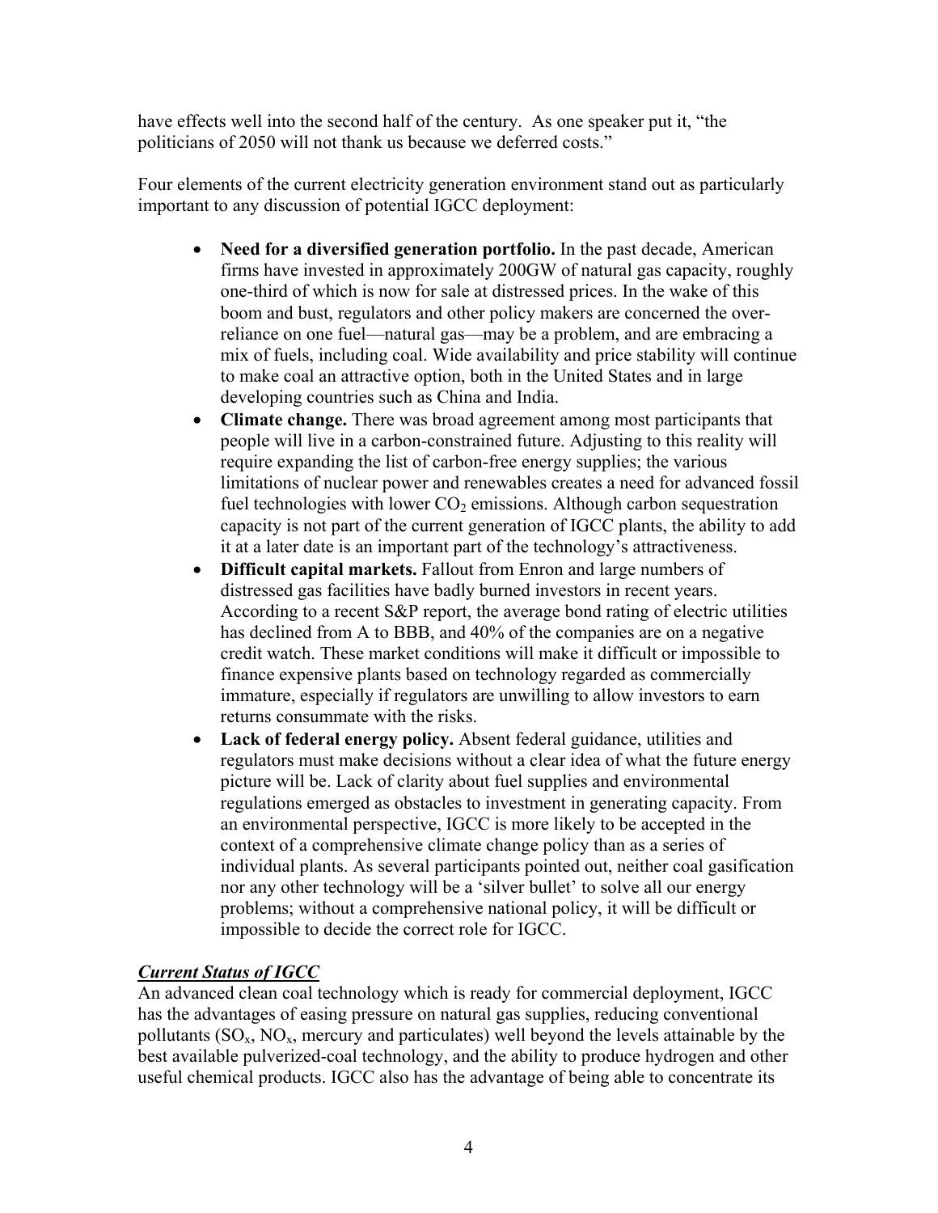have effects well into the second half of the century. As one speaker put it, "the politicians of 2050 will not thank us because we deferred costs."

Four elements of the current electricity generation environment stand out as particularly important to any discussion of potential IGCC deployment:

- **Need for a diversified generation portfolio.** In the past decade, American firms have invested in approximately 200GW of natural gas capacity, roughly one-third of which is now for sale at distressed prices. In the wake of this boom and bust, regulators and other policy makers are concerned the over-reliance on one fuel—natural gas—may be a problem, and are embracing a mix of fuels, including coal. Wide availability and price stability will continue to make coal an attractive option, both in the United States and in large developing countries such as China and India.
- **Climate change.** There was broad agreement among most participants that people will live in a carbon-constrained future. Adjusting to this reality will require expanding the list of carbon-free energy supplies; the various limitations of nuclear power and renewables creates a need for advanced fossil fuel technologies with lower $CO_2$ emissions. Although carbon sequestration capacity is not part of the current generation of IGCC plants, the ability to add it at a later date is an important part of the technology's attractiveness.
- **Difficult capital markets.** Fallout from Enron and large numbers of distressed gas facilities have badly burned investors in recent years. According to a recent S&P report, the average bond rating of electric utilities has declined from A to BBB, and 40% of the companies are on a negative credit watch. These market conditions will make it difficult or impossible to finance expensive plants based on technology regarded as commercially immature, especially if regulators are unwilling to allow investors to earn returns consummate with the risks.
- **Lack of federal energy policy.** Absent federal guidance, utilities and regulators must make decisions without a clear idea of what the future energy picture will be. Lack of clarity about fuel supplies and environmental regulations emerged as obstacles to investment in generating capacity. From an environmental perspective, IGCC is more likely to be accepted in the context of a comprehensive climate change policy than as a series of individual plants. As several participants pointed out, neither coal gasification nor any other technology will be a 'silver bullet' to solve all our energy problems; without a comprehensive national policy, it will be difficult or impossible to decide the correct role for IGCC.

***Current Status of IGCC***

An advanced clean coal technology which is ready for commercial deployment, IGCC has the advantages of easing pressure on natural gas supplies, reducing conventional pollutants ($SO_x$, $NO_x$, mercury and particulates) well beyond the levels attainable by the best available pulverized-coal technology, and the ability to produce hydrogen and other useful chemical products. IGCC also has the advantage of being able to concentrate its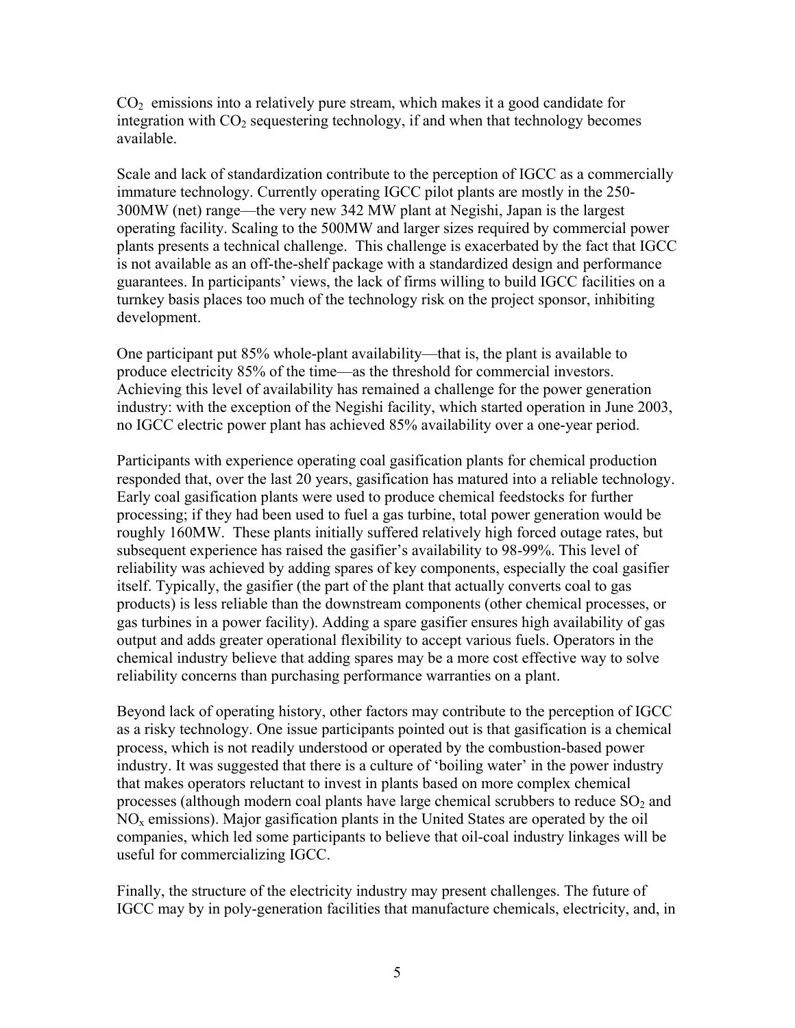$CO_2$ emissions into a relatively pure stream, which makes it a good candidate for integration with $CO_2$ sequestering technology, if and when that technology becomes available.

Scale and lack of standardization contribute to the perception of IGCC as a commercially immature technology. Currently operating IGCC pilot plants are mostly in the 250-300MW (net) range—the very new 342 MW plant at Negishi, Japan is the largest operating facility. Scaling to the 500MW and larger sizes required by commercial power plants presents a technical challenge. This challenge is exacerbated by the fact that IGCC is not available as an off-the-shelf package with a standardized design and performance guarantees. In participants' views, the lack of firms willing to build IGCC facilities on a turnkey basis places too much of the technology risk on the project sponsor, inhibiting development.

One participant put 85% whole-plant availability—that is, the plant is available to produce electricity 85% of the time—as the threshold for commercial investors. Achieving this level of availability has remained a challenge for the power generation industry: with the exception of the Negishi facility, which started operation in June 2003, no IGCC electric power plant has achieved 85% availability over a one-year period.

Participants with experience operating coal gasification plants for chemical production responded that, over the last 20 years, gasification has matured into a reliable technology. Early coal gasification plants were used to produce chemical feedstocks for further processing; if they had been used to fuel a gas turbine, total power generation would be roughly 160MW. These plants initially suffered relatively high forced outage rates, but subsequent experience has raised the gasifier's availability to 98-99%. This level of reliability was achieved by adding spares of key components, especially the coal gasifier itself. Typically, the gasifier (the part of the plant that actually converts coal to gas products) is less reliable than the downstream components (other chemical processes, or gas turbines in a power facility). Adding a spare gasifier ensures high availability of gas output and adds greater operational flexibility to accept various fuels. Operators in the chemical industry believe that adding spares may be a more cost effective way to solve reliability concerns than purchasing performance warranties on a plant.

Beyond lack of operating history, other factors may contribute to the perception of IGCC as a risky technology. One issue participants pointed out is that gasification is a chemical process, which is not readily understood or operated by the combustion-based power industry. It was suggested that there is a culture of 'boiling water' in the power industry that makes operators reluctant to invest in plants based on more complex chemical processes (although modern coal plants have large chemical scrubbers to reduce $SO_2$ and $NO_x$ emissions). Major gasification plants in the United States are operated by the oil companies, which led some participants to believe that oil-coal industry linkages will be useful for commercializing IGCC.

Finally, the structure of the electricity industry may present challenges. The future of IGCC may by in poly-generation facilities that manufacture chemicals, electricity, and, in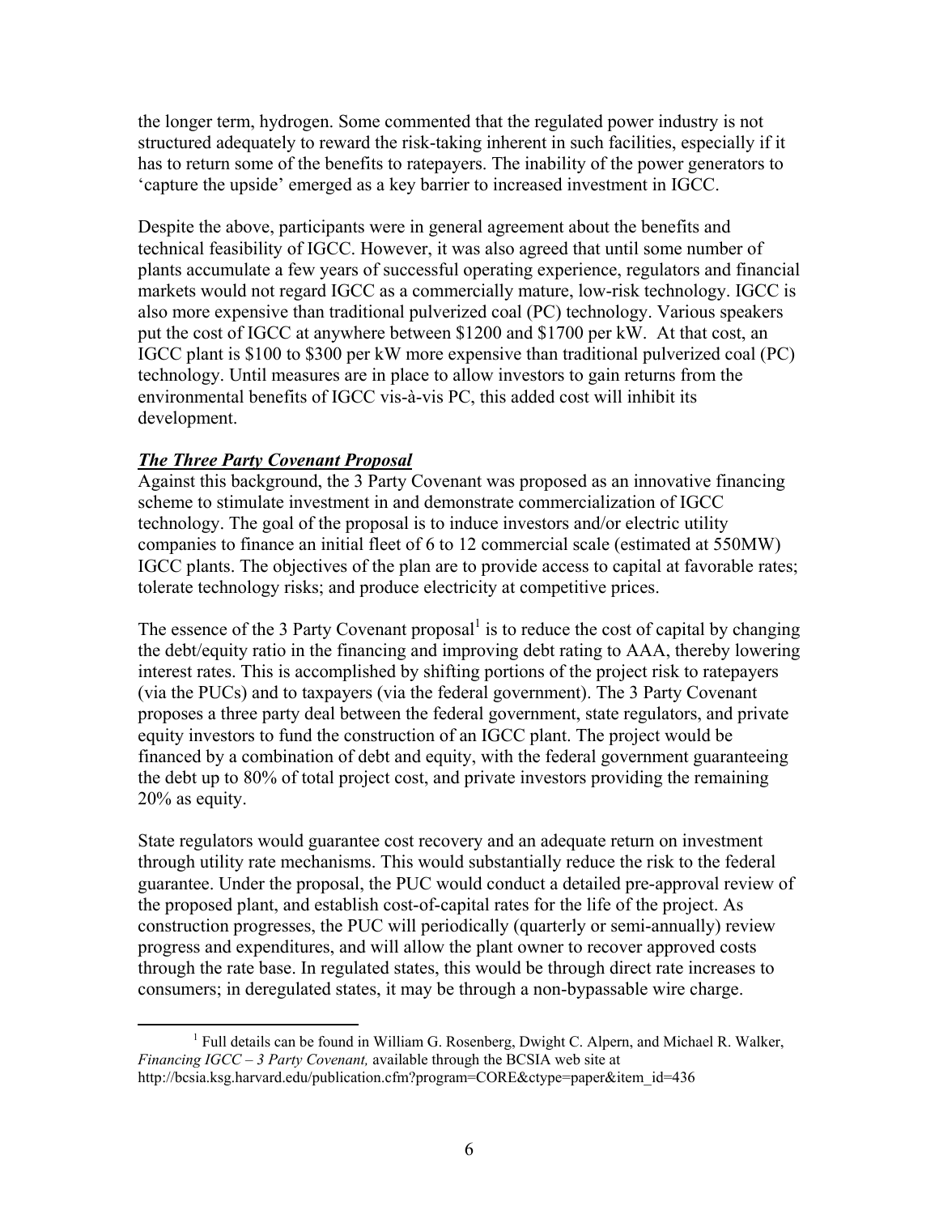the longer term, hydrogen. Some commented that the regulated power industry is not structured adequately to reward the risk-taking inherent in such facilities, especially if it has to return some of the benefits to ratepayers. The inability of the power generators to 'capture the upside' emerged as a key barrier to increased investment in IGCC.

Despite the above, participants were in general agreement about the benefits and technical feasibility of IGCC. However, it was also agreed that until some number of plants accumulate a few years of successful operating experience, regulators and financial markets would not regard IGCC as a commercially mature, low-risk technology. IGCC is also more expensive than traditional pulverized coal (PC) technology. Various speakers put the cost of IGCC at anywhere between $1200 and $1700 per kW. At that cost, an IGCC plant is $100 to $300 per kW more expensive than traditional pulverized coal (PC) technology. Until measures are in place to allow investors to gain returns from the environmental benefits of IGCC vis-à-vis PC, this added cost will inhibit its development.

***The Three Party Covenant Proposal***

Against this background, the 3 Party Covenant was proposed as an innovative financing scheme to stimulate investment in and demonstrate commercialization of IGCC technology. The goal of the proposal is to induce investors and/or electric utility companies to finance an initial fleet of 6 to 12 commercial scale (estimated at 550MW) IGCC plants. The objectives of the plan are to provide access to capital at favorable rates; tolerate technology risks; and produce electricity at competitive prices.

The essence of the 3 Party Covenant proposal[1] is to reduce the cost of capital by changing the debt/equity ratio in the financing and improving debt rating to AAA, thereby lowering interest rates. This is accomplished by shifting portions of the project risk to ratepayers (via the PUCs) and to taxpayers (via the federal government). The 3 Party Covenant proposes a three party deal between the federal government, state regulators, and private equity investors to fund the construction of an IGCC plant. The project would be financed by a combination of debt and equity, with the federal government guaranteeing the debt up to 80% of total project cost, and private investors providing the remaining 20% as equity.

State regulators would guarantee cost recovery and an adequate return on investment through utility rate mechanisms. This would substantially reduce the risk to the federal guarantee. Under the proposal, the PUC would conduct a detailed pre-approval review of the proposed plant, and establish cost-of-capital rates for the life of the project. As construction progresses, the PUC will periodically (quarterly or semi-annually) review progress and expenditures, and will allow the plant owner to recover approved costs through the rate base. In regulated states, this would be through direct rate increases to consumers; in deregulated states, it may be through a non-bypassable wire charge.

[1] Full details can be found in William G. Rosenberg, Dwight C. Alpern, and Michael R. Walker, *Financing IGCC – 3 Party Covenant,* available through the BCSIA web site at http://bcsia.ksg.harvard.edu/publication.cfm?program=CORE&ctype=paper&item_id=436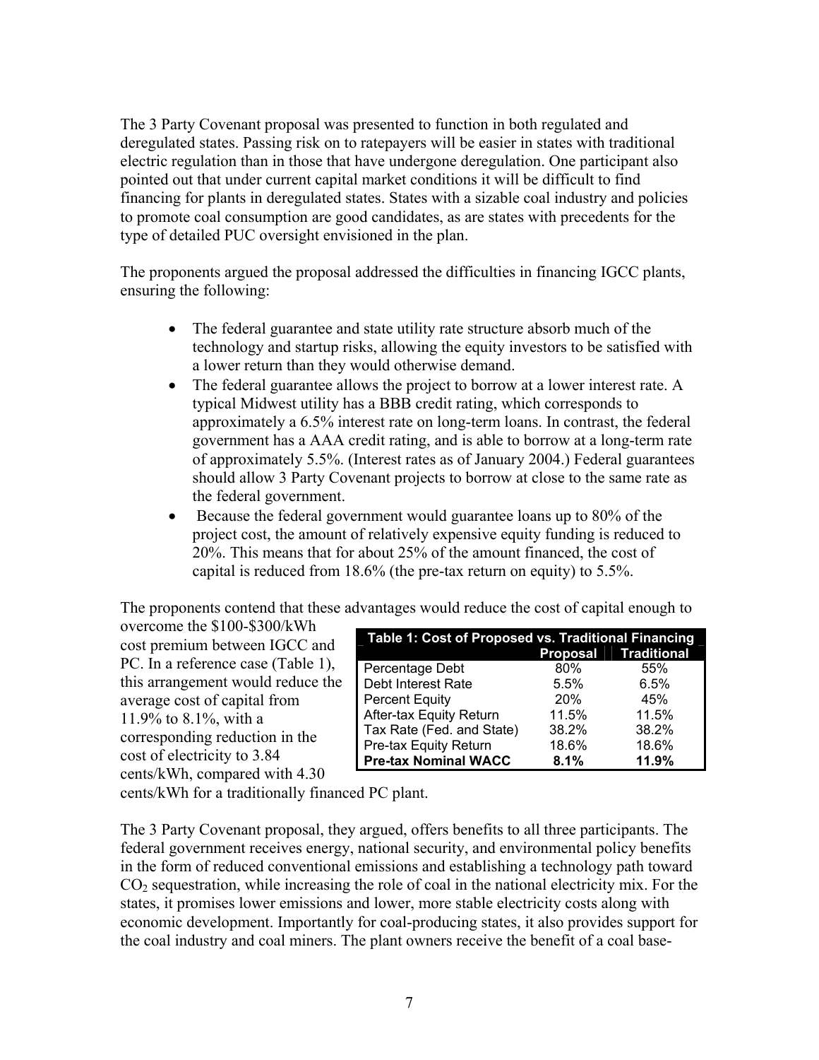The 3 Party Covenant proposal was presented to function in both regulated and deregulated states. Passing risk on to ratepayers will be easier in states with traditional electric regulation than in those that have undergone deregulation. One participant also pointed out that under current capital market conditions it will be difficult to find financing for plants in deregulated states. States with a sizable coal industry and policies to promote coal consumption are good candidates, as are states with precedents for the type of detailed PUC oversight envisioned in the plan.

The proponents argued the proposal addressed the difficulties in financing IGCC plants, ensuring the following:

- The federal guarantee and state utility rate structure absorb much of the technology and startup risks, allowing the equity investors to be satisfied with a lower return than they would otherwise demand.
- The federal guarantee allows the project to borrow at a lower interest rate. A typical Midwest utility has a BBB credit rating, which corresponds to approximately a 6.5% interest rate on long-term loans. In contrast, the federal government has a AAA credit rating, and is able to borrow at a long-term rate of approximately 5.5%. (Interest rates as of January 2004.) Federal guarantees should allow 3 Party Covenant projects to borrow at close to the same rate as the federal government.
- Because the federal government would guarantee loans up to 80% of the project cost, the amount of relatively expensive equity funding is reduced to 20%. This means that for about 25% of the amount financed, the cost of capital is reduced from 18.6% (the pre-tax return on equity) to 5.5%.

The proponents contend that these advantages would reduce the cost of capital enough to overcome the \$100-\$300/kWh cost premium between IGCC and PC. In a reference case (Table 1), this arrangement would reduce the average cost of capital from 11.9% to 8.1%, with a corresponding reduction in the cost of electricity to 3.84 cents/kWh, compared with 4.30 cents/kWh for a traditionally financed PC plant.

**Table 1: Cost of Proposed vs. Traditional Financing**

| | Proposal | Traditional |
|---|---|---|
| Percentage Debt | 80% | 55% |
| Debt Interest Rate | 5.5% | 6.5% |
| Percent Equity | 20% | 45% |
| After-tax Equity Return | 11.5% | 11.5% |
| Tax Rate (Fed. and State) | 38.2% | 38.2% |
| Pre-tax Equity Return | 18.6% | 18.6% |
| **Pre-tax Nominal WACC** | **8.1%** | **11.9%** |

The 3 Party Covenant proposal, they argued, offers benefits to all three participants. The federal government receives energy, national security, and environmental policy benefits in the form of reduced conventional emissions and establishing a technology path toward $CO_2$ sequestration, while increasing the role of coal in the national electricity mix. For the states, it promises lower emissions and lower, more stable electricity costs along with economic development. Importantly for coal-producing states, it also provides support for the coal industry and coal miners. The plant owners receive the benefit of a coal base-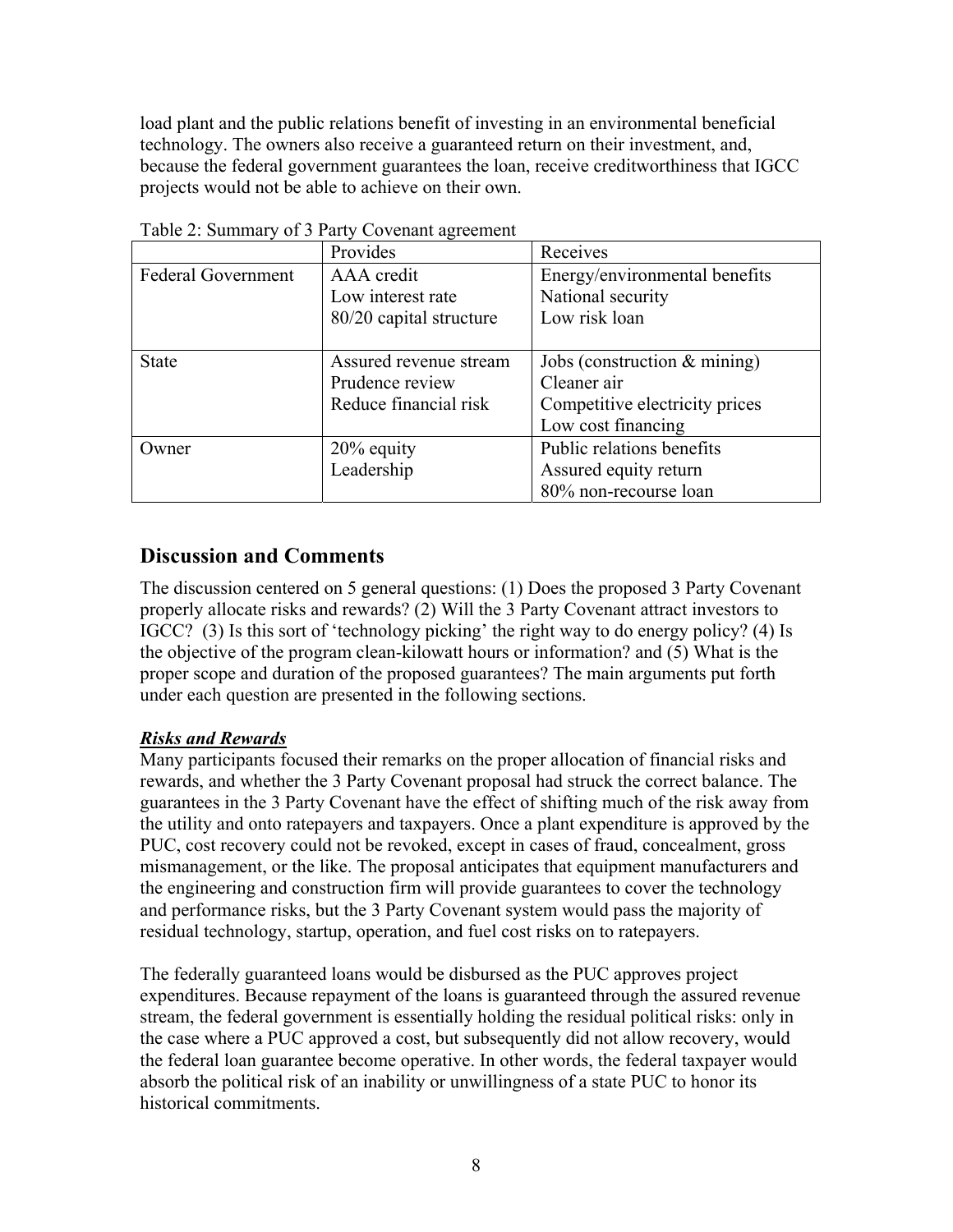load plant and the public relations benefit of investing in an environmental beneficial technology. The owners also receive a guaranteed return on their investment, and, because the federal government guarantees the loan, receive creditworthiness that IGCC projects would not be able to achieve on their own.

Table 2: Summary of 3 Party Covenant agreement

| | Provides | Receives |
|---|---|---|
| Federal Government | AAA credit<br>Low interest rate<br>80/20 capital structure | Energy/environmental benefits<br>National security<br>Low risk loan |
| State | Assured revenue stream<br>Prudence review<br>Reduce financial risk | Jobs (construction & mining)<br>Cleaner air<br>Competitive electricity prices<br>Low cost financing |
| Owner | 20% equity<br>Leadership | Public relations benefits<br>Assured equity return<br>80% non-recourse loan |

## Discussion and Comments

The discussion centered on 5 general questions: (1) Does the proposed 3 Party Covenant properly allocate risks and rewards? (2) Will the 3 Party Covenant attract investors to IGCC? (3) Is this sort of 'technology picking' the right way to do energy policy? (4) Is the objective of the program clean-kilowatt hours or information? and (5) What is the proper scope and duration of the proposed guarantees? The main arguments put forth under each question are presented in the following sections.

***Risks and Rewards***

Many participants focused their remarks on the proper allocation of financial risks and rewards, and whether the 3 Party Covenant proposal had struck the correct balance. The guarantees in the 3 Party Covenant have the effect of shifting much of the risk away from the utility and onto ratepayers and taxpayers. Once a plant expenditure is approved by the PUC, cost recovery could not be revoked, except in cases of fraud, concealment, gross mismanagement, or the like. The proposal anticipates that equipment manufacturers and the engineering and construction firm will provide guarantees to cover the technology and performance risks, but the 3 Party Covenant system would pass the majority of residual technology, startup, operation, and fuel cost risks on to ratepayers.

The federally guaranteed loans would be disbursed as the PUC approves project expenditures. Because repayment of the loans is guaranteed through the assured revenue stream, the federal government is essentially holding the residual political risks: only in the case where a PUC approved a cost, but subsequently did not allow recovery, would the federal loan guarantee become operative. In other words, the federal taxpayer would absorb the political risk of an inability or unwillingness of a state PUC to honor its historical commitments.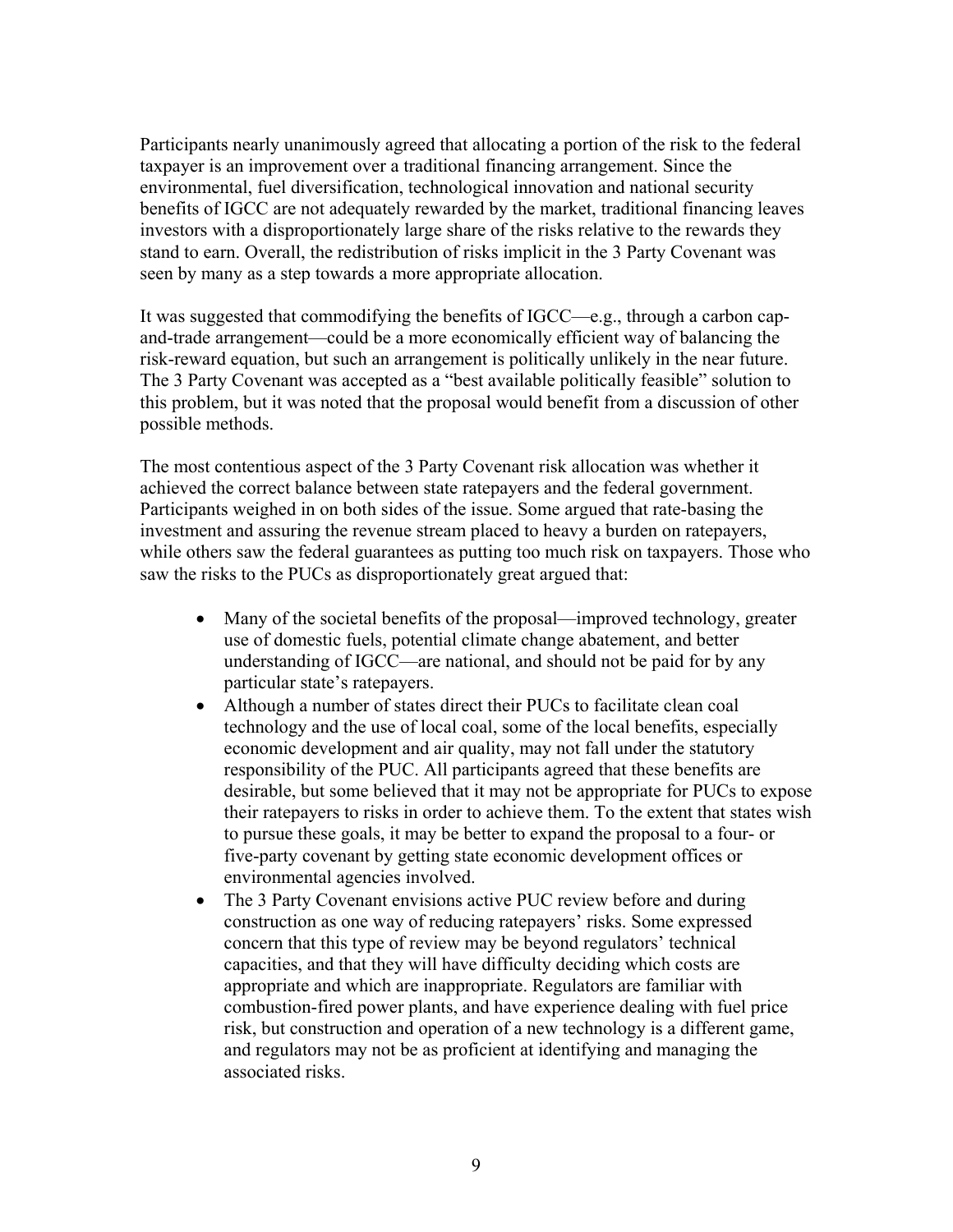Participants nearly unanimously agreed that allocating a portion of the risk to the federal taxpayer is an improvement over a traditional financing arrangement. Since the environmental, fuel diversification, technological innovation and national security benefits of IGCC are not adequately rewarded by the market, traditional financing leaves investors with a disproportionately large share of the risks relative to the rewards they stand to earn. Overall, the redistribution of risks implicit in the 3 Party Covenant was seen by many as a step towards a more appropriate allocation.

It was suggested that commodifying the benefits of IGCC—e.g., through a carbon cap-and-trade arrangement—could be a more economically efficient way of balancing the risk-reward equation, but such an arrangement is politically unlikely in the near future. The 3 Party Covenant was accepted as a "best available politically feasible" solution to this problem, but it was noted that the proposal would benefit from a discussion of other possible methods.

The most contentious aspect of the 3 Party Covenant risk allocation was whether it achieved the correct balance between state ratepayers and the federal government. Participants weighed in on both sides of the issue. Some argued that rate-basing the investment and assuring the revenue stream placed to heavy a burden on ratepayers, while others saw the federal guarantees as putting too much risk on taxpayers. Those who saw the risks to the PUCs as disproportionately great argued that:

- Many of the societal benefits of the proposal—improved technology, greater use of domestic fuels, potential climate change abatement, and better understanding of IGCC—are national, and should not be paid for by any particular state's ratepayers.
- Although a number of states direct their PUCs to facilitate clean coal technology and the use of local coal, some of the local benefits, especially economic development and air quality, may not fall under the statutory responsibility of the PUC. All participants agreed that these benefits are desirable, but some believed that it may not be appropriate for PUCs to expose their ratepayers to risks in order to achieve them. To the extent that states wish to pursue these goals, it may be better to expand the proposal to a four- or five-party covenant by getting state economic development offices or environmental agencies involved.
- The 3 Party Covenant envisions active PUC review before and during construction as one way of reducing ratepayers' risks. Some expressed concern that this type of review may be beyond regulators' technical capacities, and that they will have difficulty deciding which costs are appropriate and which are inappropriate. Regulators are familiar with combustion-fired power plants, and have experience dealing with fuel price risk, but construction and operation of a new technology is a different game, and regulators may not be as proficient at identifying and managing the associated risks.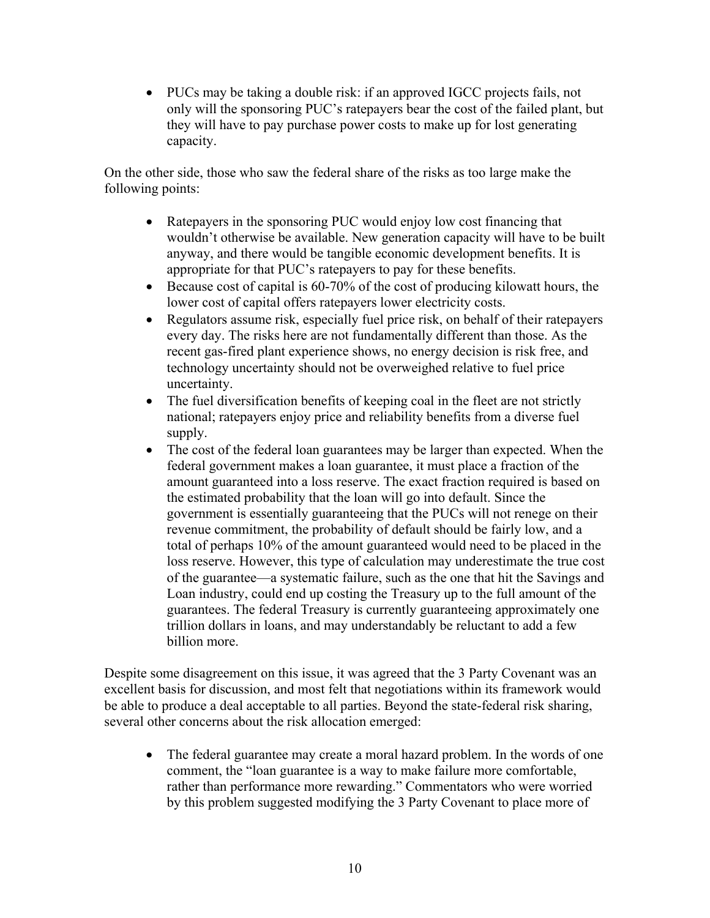- PUCs may be taking a double risk: if an approved IGCC projects fails, not only will the sponsoring PUC's ratepayers bear the cost of the failed plant, but they will have to pay purchase power costs to make up for lost generating capacity.

On the other side, those who saw the federal share of the risks as too large make the following points:

- Ratepayers in the sponsoring PUC would enjoy low cost financing that wouldn't otherwise be available. New generation capacity will have to be built anyway, and there would be tangible economic development benefits. It is appropriate for that PUC's ratepayers to pay for these benefits.
- Because cost of capital is 60-70% of the cost of producing kilowatt hours, the lower cost of capital offers ratepayers lower electricity costs.
- Regulators assume risk, especially fuel price risk, on behalf of their ratepayers every day. The risks here are not fundamentally different than those. As the recent gas-fired plant experience shows, no energy decision is risk free, and technology uncertainty should not be overweighed relative to fuel price uncertainty.
- The fuel diversification benefits of keeping coal in the fleet are not strictly national; ratepayers enjoy price and reliability benefits from a diverse fuel supply.
- The cost of the federal loan guarantees may be larger than expected. When the federal government makes a loan guarantee, it must place a fraction of the amount guaranteed into a loss reserve. The exact fraction required is based on the estimated probability that the loan will go into default. Since the government is essentially guaranteeing that the PUCs will not renege on their revenue commitment, the probability of default should be fairly low, and a total of perhaps 10% of the amount guaranteed would need to be placed in the loss reserve. However, this type of calculation may underestimate the true cost of the guarantee—a systematic failure, such as the one that hit the Savings and Loan industry, could end up costing the Treasury up to the full amount of the guarantees. The federal Treasury is currently guaranteeing approximately one trillion dollars in loans, and may understandably be reluctant to add a few billion more.

Despite some disagreement on this issue, it was agreed that the 3 Party Covenant was an excellent basis for discussion, and most felt that negotiations within its framework would be able to produce a deal acceptable to all parties. Beyond the state-federal risk sharing, several other concerns about the risk allocation emerged:

- The federal guarantee may create a moral hazard problem. In the words of one comment, the "loan guarantee is a way to make failure more comfortable, rather than performance more rewarding." Commentators who were worried by this problem suggested modifying the 3 Party Covenant to place more of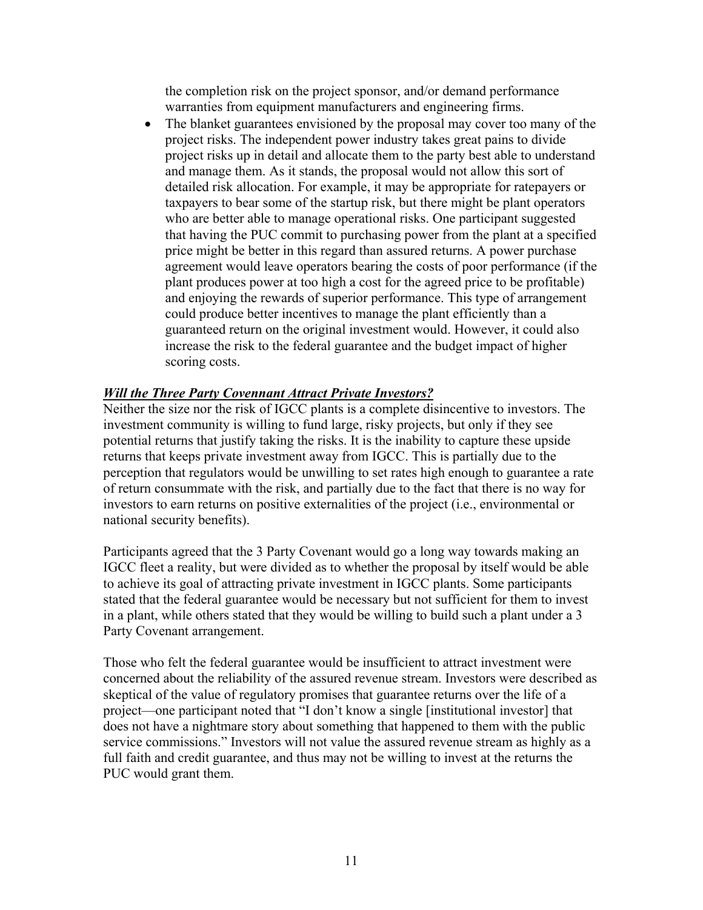the completion risk on the project sponsor, and/or demand performance warranties from equipment manufacturers and engineering firms.

- The blanket guarantees envisioned by the proposal may cover too many of the project risks. The independent power industry takes great pains to divide project risks up in detail and allocate them to the party best able to understand and manage them. As it stands, the proposal would not allow this sort of detailed risk allocation. For example, it may be appropriate for ratepayers or taxpayers to bear some of the startup risk, but there might be plant operators who are better able to manage operational risks. One participant suggested that having the PUC commit to purchasing power from the plant at a specified price might be better in this regard than assured returns. A power purchase agreement would leave operators bearing the costs of poor performance (if the plant produces power at too high a cost for the agreed price to be profitable) and enjoying the rewards of superior performance. This type of arrangement could produce better incentives to manage the plant efficiently than a guaranteed return on the original investment would. However, it could also increase the risk to the federal guarantee and the budget impact of higher scoring costs.

***Will the Three Party Covennant Attract Private Investors?***

Neither the size nor the risk of IGCC plants is a complete disincentive to investors. The investment community is willing to fund large, risky projects, but only if they see potential returns that justify taking the risks. It is the inability to capture these upside returns that keeps private investment away from IGCC. This is partially due to the perception that regulators would be unwilling to set rates high enough to guarantee a rate of return consummate with the risk, and partially due to the fact that there is no way for investors to earn returns on positive externalities of the project (i.e., environmental or national security benefits).

Participants agreed that the 3 Party Covenant would go a long way towards making an IGCC fleet a reality, but were divided as to whether the proposal by itself would be able to achieve its goal of attracting private investment in IGCC plants. Some participants stated that the federal guarantee would be necessary but not sufficient for them to invest in a plant, while others stated that they would be willing to build such a plant under a 3 Party Covenant arrangement.

Those who felt the federal guarantee would be insufficient to attract investment were concerned about the reliability of the assured revenue stream. Investors were described as skeptical of the value of regulatory promises that guarantee returns over the life of a project—one participant noted that "I don't know a single [institutional investor] that does not have a nightmare story about something that happened to them with the public service commissions." Investors will not value the assured revenue stream as highly as a full faith and credit guarantee, and thus may not be willing to invest at the returns the PUC would grant them.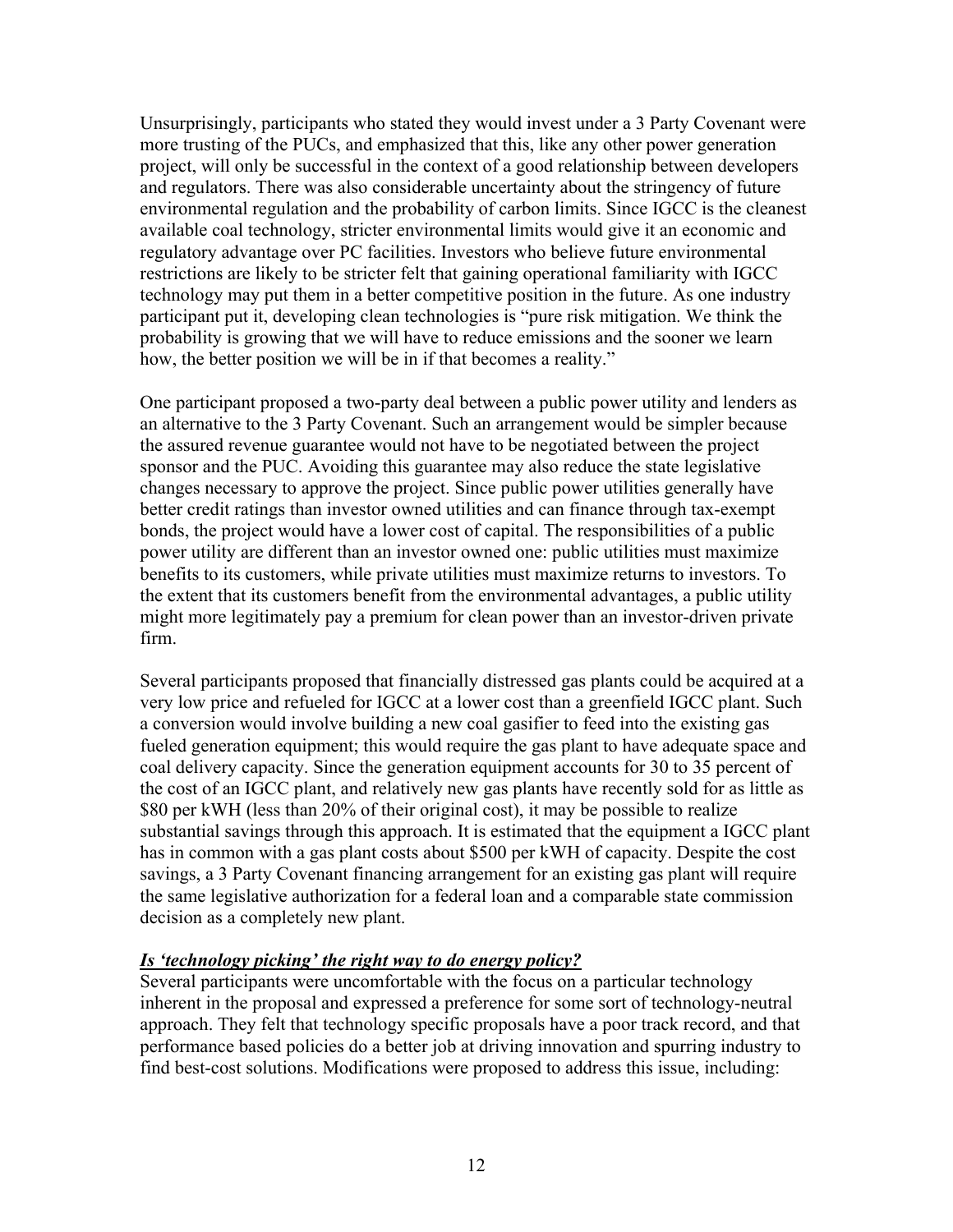Unsurprisingly, participants who stated they would invest under a 3 Party Covenant were more trusting of the PUCs, and emphasized that this, like any other power generation project, will only be successful in the context of a good relationship between developers and regulators. There was also considerable uncertainty about the stringency of future environmental regulation and the probability of carbon limits. Since IGCC is the cleanest available coal technology, stricter environmental limits would give it an economic and regulatory advantage over PC facilities. Investors who believe future environmental restrictions are likely to be stricter felt that gaining operational familiarity with IGCC technology may put them in a better competitive position in the future. As one industry participant put it, developing clean technologies is "pure risk mitigation. We think the probability is growing that we will have to reduce emissions and the sooner we learn how, the better position we will be in if that becomes a reality."

One participant proposed a two-party deal between a public power utility and lenders as an alternative to the 3 Party Covenant. Such an arrangement would be simpler because the assured revenue guarantee would not have to be negotiated between the project sponsor and the PUC. Avoiding this guarantee may also reduce the state legislative changes necessary to approve the project. Since public power utilities generally have better credit ratings than investor owned utilities and can finance through tax-exempt bonds, the project would have a lower cost of capital. The responsibilities of a public power utility are different than an investor owned one: public utilities must maximize benefits to its customers, while private utilities must maximize returns to investors. To the extent that its customers benefit from the environmental advantages, a public utility might more legitimately pay a premium for clean power than an investor-driven private firm.

Several participants proposed that financially distressed gas plants could be acquired at a very low price and refueled for IGCC at a lower cost than a greenfield IGCC plant. Such a conversion would involve building a new coal gasifier to feed into the existing gas fueled generation equipment; this would require the gas plant to have adequate space and coal delivery capacity. Since the generation equipment accounts for 30 to 35 percent of the cost of an IGCC plant, and relatively new gas plants have recently sold for as little as \$80 per kWH (less than 20% of their original cost), it may be possible to realize substantial savings through this approach. It is estimated that the equipment a IGCC plant has in common with a gas plant costs about \$500 per kWH of capacity. Despite the cost savings, a 3 Party Covenant financing arrangement for an existing gas plant will require the same legislative authorization for a federal loan and a comparable state commission decision as a completely new plant.

***<u>Is 'technology picking' the right way to do energy policy?</u>***

Several participants were uncomfortable with the focus on a particular technology inherent in the proposal and expressed a preference for some sort of technology-neutral approach. They felt that technology specific proposals have a poor track record, and that performance based policies do a better job at driving innovation and spurring industry to find best-cost solutions. Modifications were proposed to address this issue, including: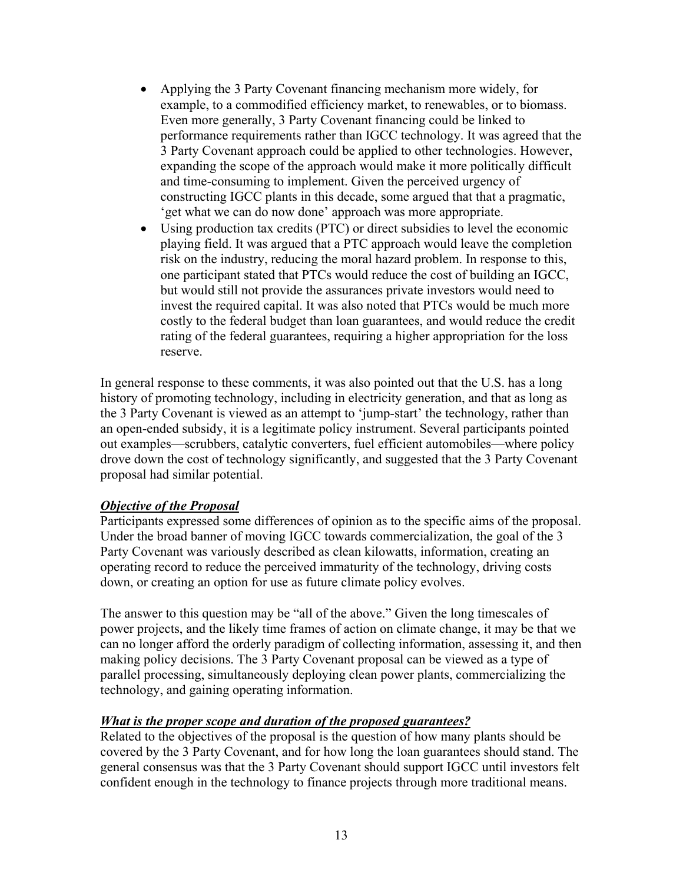- Applying the 3 Party Covenant financing mechanism more widely, for example, to a commodified efficiency market, to renewables, or to biomass. Even more generally, 3 Party Covenant financing could be linked to performance requirements rather than IGCC technology. It was agreed that the 3 Party Covenant approach could be applied to other technologies. However, expanding the scope of the approach would make it more politically difficult and time-consuming to implement. Given the perceived urgency of constructing IGCC plants in this decade, some argued that that a pragmatic, 'get what we can do now done' approach was more appropriate.
- Using production tax credits (PTC) or direct subsidies to level the economic playing field. It was argued that a PTC approach would leave the completion risk on the industry, reducing the moral hazard problem. In response to this, one participant stated that PTCs would reduce the cost of building an IGCC, but would still not provide the assurances private investors would need to invest the required capital. It was also noted that PTCs would be much more costly to the federal budget than loan guarantees, and would reduce the credit rating of the federal guarantees, requiring a higher appropriation for the loss reserve.

In general response to these comments, it was also pointed out that the U.S. has a long history of promoting technology, including in electricity generation, and that as long as the 3 Party Covenant is viewed as an attempt to 'jump-start' the technology, rather than an open-ended subsidy, it is a legitimate policy instrument. Several participants pointed out examples—scrubbers, catalytic converters, fuel efficient automobiles—where policy drove down the cost of technology significantly, and suggested that the 3 Party Covenant proposal had similar potential.

***Objective of the Proposal***

Participants expressed some differences of opinion as to the specific aims of the proposal. Under the broad banner of moving IGCC towards commercialization, the goal of the 3 Party Covenant was variously described as clean kilowatts, information, creating an operating record to reduce the perceived immaturity of the technology, driving costs down, or creating an option for use as future climate policy evolves.

The answer to this question may be "all of the above." Given the long timescales of power projects, and the likely time frames of action on climate change, it may be that we can no longer afford the orderly paradigm of collecting information, assessing it, and then making policy decisions. The 3 Party Covenant proposal can be viewed as a type of parallel processing, simultaneously deploying clean power plants, commercializing the technology, and gaining operating information.

***What is the proper scope and duration of the proposed guarantees?***

Related to the objectives of the proposal is the question of how many plants should be covered by the 3 Party Covenant, and for how long the loan guarantees should stand. The general consensus was that the 3 Party Covenant should support IGCC until investors felt confident enough in the technology to finance projects through more traditional means.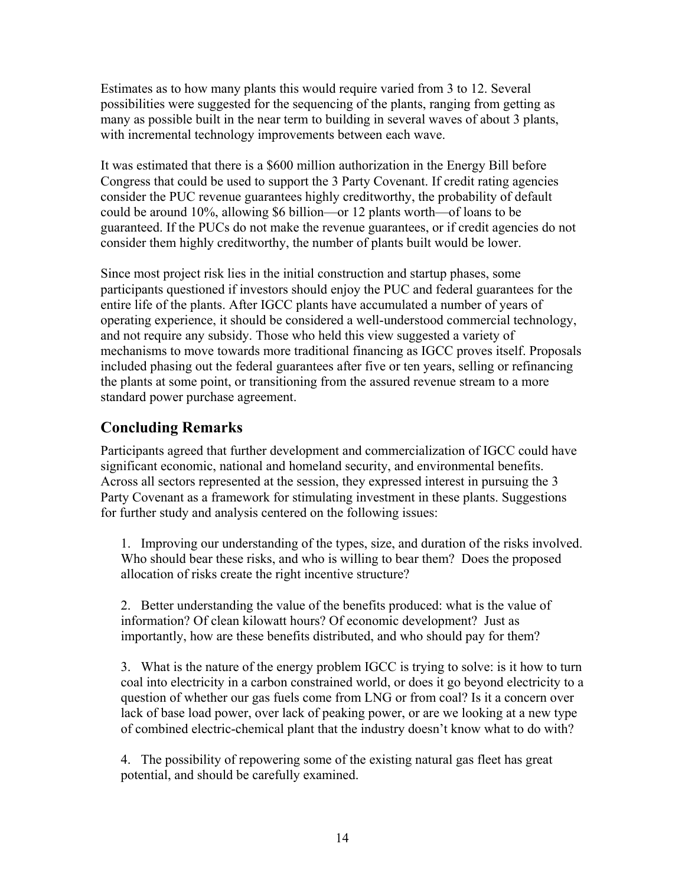Estimates as to how many plants this would require varied from 3 to 12. Several possibilities were suggested for the sequencing of the plants, ranging from getting as many as possible built in the near term to building in several waves of about 3 plants, with incremental technology improvements between each wave.

It was estimated that there is a $600 million authorization in the Energy Bill before Congress that could be used to support the 3 Party Covenant. If credit rating agencies consider the PUC revenue guarantees highly creditworthy, the probability of default could be around 10%, allowing $6 billion—or 12 plants worth—of loans to be guaranteed. If the PUCs do not make the revenue guarantees, or if credit agencies do not consider them highly creditworthy, the number of plants built would be lower.

Since most project risk lies in the initial construction and startup phases, some participants questioned if investors should enjoy the PUC and federal guarantees for the entire life of the plants. After IGCC plants have accumulated a number of years of operating experience, it should be considered a well-understood commercial technology, and not require any subsidy. Those who held this view suggested a variety of mechanisms to move towards more traditional financing as IGCC proves itself. Proposals included phasing out the federal guarantees after five or ten years, selling or refinancing the plants at some point, or transitioning from the assured revenue stream to a more standard power purchase agreement.

## Concluding Remarks

Participants agreed that further development and commercialization of IGCC could have significant economic, national and homeland security, and environmental benefits. Across all sectors represented at the session, they expressed interest in pursuing the 3 Party Covenant as a framework for stimulating investment in these plants. Suggestions for further study and analysis centered on the following issues:

1. Improving our understanding of the types, size, and duration of the risks involved. Who should bear these risks, and who is willing to bear them? Does the proposed allocation of risks create the right incentive structure?

2. Better understanding the value of the benefits produced: what is the value of information? Of clean kilowatt hours? Of economic development? Just as importantly, how are these benefits distributed, and who should pay for them?

3. What is the nature of the energy problem IGCC is trying to solve: is it how to turn coal into electricity in a carbon constrained world, or does it go beyond electricity to a question of whether our gas fuels come from LNG or from coal? Is it a concern over lack of base load power, over lack of peaking power, or are we looking at a new type of combined electric-chemical plant that the industry doesn't know what to do with?

4. The possibility of repowering some of the existing natural gas fleet has great potential, and should be carefully examined.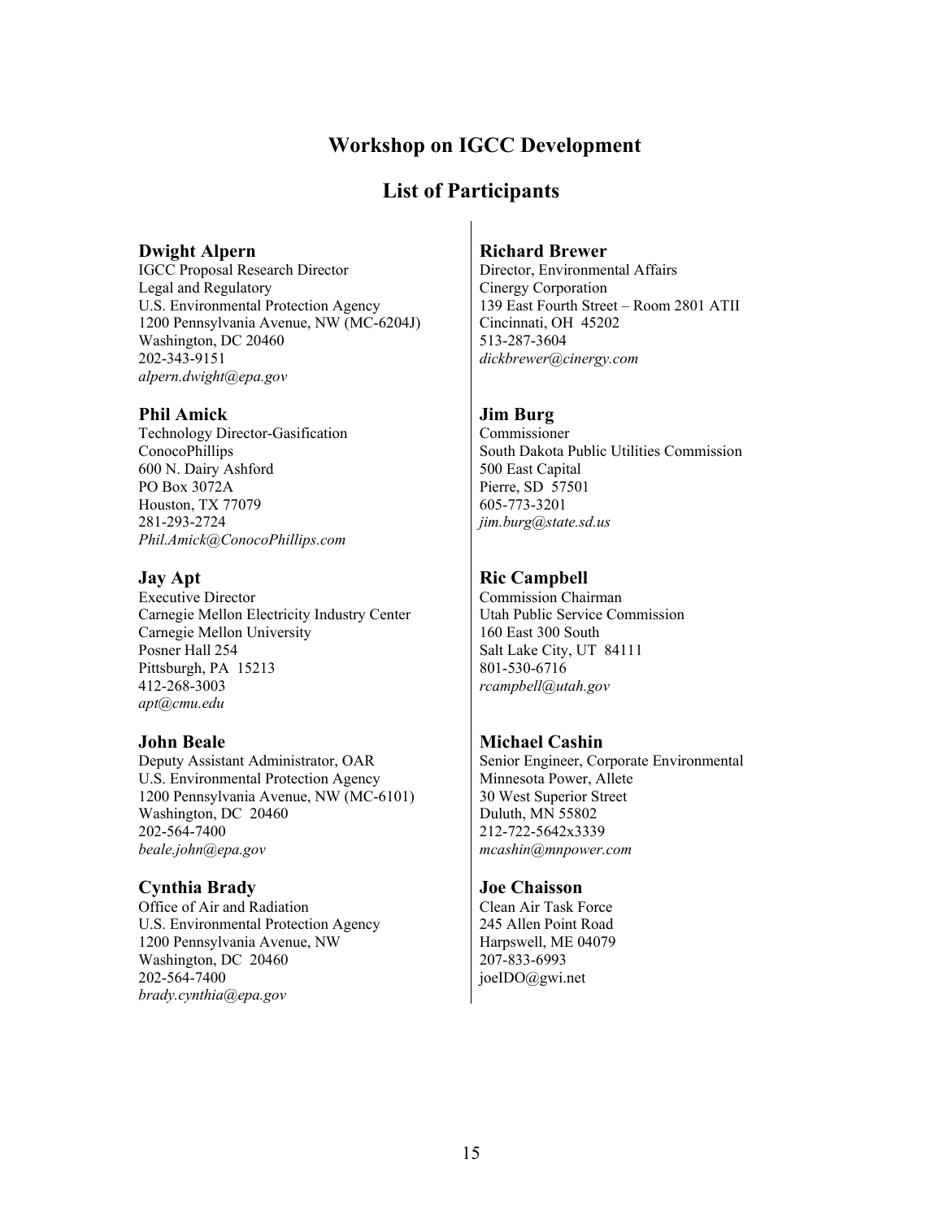# Workshop on IGCC Development

## List of Participants

### Dwight Alpern
IGCC Proposal Research Director
Legal and Regulatory
U.S. Environmental Protection Agency
1200 Pennsylvania Avenue, NW (MC-6204J)
Washington, DC 20460
202-343-9151
*alpern.dwight@epa.gov*

### Phil Amick
Technology Director-Gasification
ConocoPhillips
600 N. Dairy Ashford
PO Box 3072A
Houston, TX 77079
281-293-2724
*Phil.Amick@ConocoPhillips.com*

### Jay Apt
Executive Director
Carnegie Mellon Electricity Industry Center
Carnegie Mellon University
Posner Hall 254
Pittsburgh, PA 15213
412-268-3003
*apt@cmu.edu*

### John Beale
Deputy Assistant Administrator, OAR
U.S. Environmental Protection Agency
1200 Pennsylvania Avenue, NW (MC-6101)
Washington, DC 20460
202-564-7400
*beale.john@epa.gov*

### Cynthia Brady
Office of Air and Radiation
U.S. Environmental Protection Agency
1200 Pennsylvania Avenue, NW
Washington, DC 20460
202-564-7400
*brady.cynthia@epa.gov*

### Richard Brewer
Director, Environmental Affairs
Cinergy Corporation
139 East Fourth Street – Room 2801 ATII
Cincinnati, OH 45202
513-287-3604
*dickbrewer@cinergy.com*

### Jim Burg
Commissioner
South Dakota Public Utilities Commission
500 East Capital
Pierre, SD 57501
605-773-3201
*jim.burg@state.sd.us*

### Ric Campbell
Commission Chairman
Utah Public Service Commission
160 East 300 South
Salt Lake City, UT 84111
801-530-6716
*rcampbell@utah.gov*

### Michael Cashin
Senior Engineer, Corporate Environmental
Minnesota Power, Allete
30 West Superior Street
Duluth, MN 55802
212-722-5642x3339
*mcashin@mnpower.com*

### Joe Chaisson
Clean Air Task Force
245 Allen Point Road
Harpswell, ME 04079
207-833-6993
joeIDO@gwi.net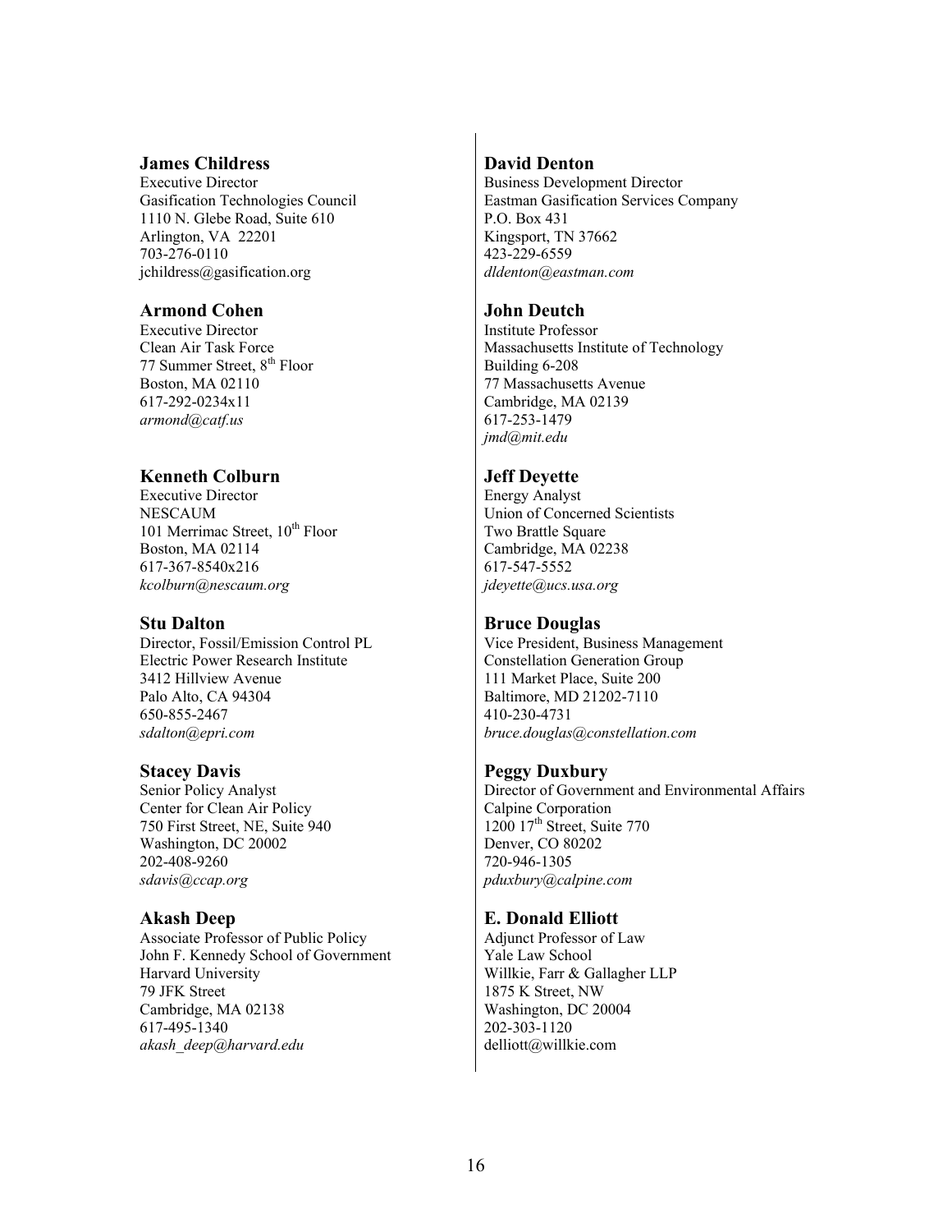**James Childress**
Executive Director
Gasification Technologies Council
1110 N. Glebe Road, Suite 610
Arlington, VA 22201
703-276-0110
jchildress@gasification.org

**Armond Cohen**
Executive Director
Clean Air Task Force
77 Summer Street, 8th Floor
Boston, MA 02110
617-292-0234x11
*armond@catf.us*

**Kenneth Colburn**
Executive Director
NESCAUM
101 Merrimac Street, 10th Floor
Boston, MA 02114
617-367-8540x216
*kcolburn@nescaum.org*

**Stu Dalton**
Director, Fossil/Emission Control PL
Electric Power Research Institute
3412 Hillview Avenue
Palo Alto, CA 94304
650-855-2467
*sdalton@epri.com*

**Stacey Davis**
Senior Policy Analyst
Center for Clean Air Policy
750 First Street, NE, Suite 940
Washington, DC 20002
202-408-9260
*sdavis@ccap.org*

**Akash Deep**
Associate Professor of Public Policy
John F. Kennedy School of Government
Harvard University
79 JFK Street
Cambridge, MA 02138
617-495-1340
*akash_deep@harvard.edu*

**David Denton**
Business Development Director
Eastman Gasification Services Company
P.O. Box 431
Kingsport, TN 37662
423-229-6559
*dldenton@eastman.com*

**John Deutch**
Institute Professor
Massachusetts Institute of Technology
Building 6-208
77 Massachusetts Avenue
Cambridge, MA 02139
617-253-1479
*jmd@mit.edu*

**Jeff Deyette**
Energy Analyst
Union of Concerned Scientists
Two Brattle Square
Cambridge, MA 02238
617-547-5552
*jdeyette@ucs.usa.org*

**Bruce Douglas**
Vice President, Business Management
Constellation Generation Group
111 Market Place, Suite 200
Baltimore, MD 21202-7110
410-230-4731
*bruce.douglas@constellation.com*

**Peggy Duxbury**
Director of Government and Environmental Affairs
Calpine Corporation
1200 17th Street, Suite 770
Denver, CO 80202
720-946-1305
*pduxbury@calpine.com*

**E. Donald Elliott**
Adjunct Professor of Law
Yale Law School
Willkie, Farr & Gallagher LLP
1875 K Street, NW
Washington, DC 20004
202-303-1120
delliott@willkie.com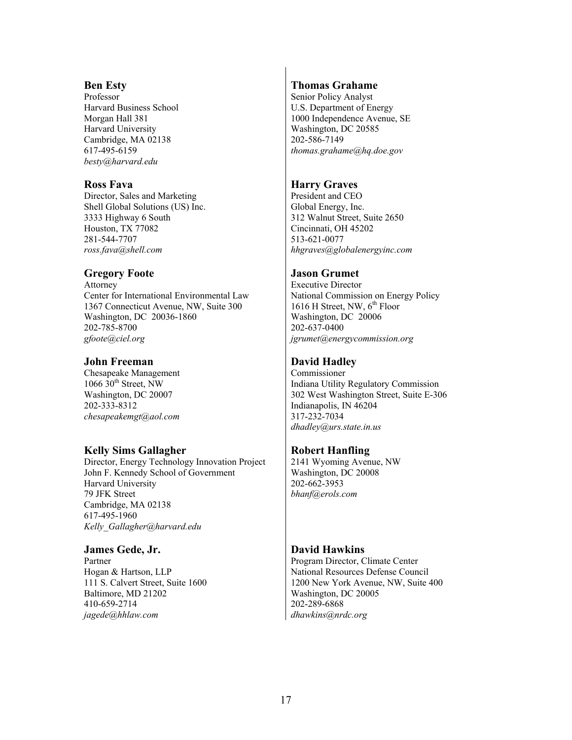**Ben Esty**
Professor
Harvard Business School
Morgan Hall 381
Harvard University
Cambridge, MA 02138
617-495-6159
*besty@harvard.edu*

**Ross Fava**
Director, Sales and Marketing
Shell Global Solutions (US) Inc.
3333 Highway 6 South
Houston, TX 77082
281-544-7707
*ross.fava@shell.com*

**Gregory Foote**
Attorney
Center for International Environmental Law
1367 Connecticut Avenue, NW, Suite 300
Washington, DC 20036-1860
202-785-8700
*gfoote@ciel.org*

**John Freeman**
Chesapeake Management
1066 30th Street, NW
Washington, DC 20007
202-333-8312
*chesapeakemgt@aol.com*

**Kelly Sims Gallagher**
Director, Energy Technology Innovation Project
John F. Kennedy School of Government
Harvard University
79 JFK Street
Cambridge, MA 02138
617-495-1960
*Kelly_Gallagher@harvard.edu*

**James Gede, Jr.**
Partner
Hogan & Hartson, LLP
111 S. Calvert Street, Suite 1600
Baltimore, MD 21202
410-659-2714
*jagede@hhlaw.com*

**Thomas Grahame**
Senior Policy Analyst
U.S. Department of Energy
1000 Independence Avenue, SE
Washington, DC 20585
202-586-7149
*thomas.grahame@hq.doe.gov*

**Harry Graves**
President and CEO
Global Energy, Inc.
312 Walnut Street, Suite 2650
Cincinnati, OH 45202
513-621-0077
*hhgraves@globalenergyinc.com*

**Jason Grumet**
Executive Director
National Commission on Energy Policy
1616 H Street, NW, 6th Floor
Washington, DC 20006
202-637-0400
*jgrumet@energycommission.org*

**David Hadley**
Commissioner
Indiana Utility Regulatory Commission
302 West Washington Street, Suite E-306
Indianapolis, IN 46204
317-232-7034
*dhadley@urs.state.in.us*

**Robert Hanfling**
2141 Wyoming Avenue, NW
Washington, DC 20008
202-662-3953
*bhanf@erols.com*

**David Hawkins**
Program Director, Climate Center
National Resources Defense Council
1200 New York Avenue, NW, Suite 400
Washington, DC 20005
202-289-6868
*dhawkins@nrdc.org*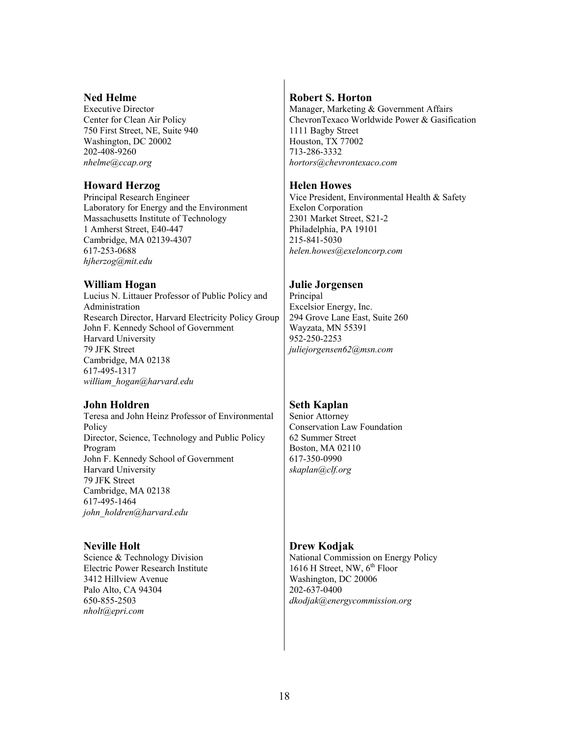**Ned Helme**
Executive Director
Center for Clean Air Policy
750 First Street, NE, Suite 940
Washington, DC 20002
202-408-9260
*nhelme@ccap.org*

**Howard Herzog**
Principal Research Engineer
Laboratory for Energy and the Environment
Massachusetts Institute of Technology
1 Amherst Street, E40-447
Cambridge, MA 02139-4307
617-253-0688
*hjherzog@mit.edu*

**William Hogan**
Lucius N. Littauer Professor of Public Policy and Administration
Research Director, Harvard Electricity Policy Group
John F. Kennedy School of Government
Harvard University
79 JFK Street
Cambridge, MA 02138
617-495-1317
*william_hogan@harvard.edu*

**John Holdren**
Teresa and John Heinz Professor of Environmental Policy
Director, Science, Technology and Public Policy Program
John F. Kennedy School of Government
Harvard University
79 JFK Street
Cambridge, MA 02138
617-495-1464
*john_holdren@harvard.edu*

**Neville Holt**
Science & Technology Division
Electric Power Research Institute
3412 Hillview Avenue
Palo Alto, CA 94304
650-855-2503
*nholt@epri.com*

**Robert S. Horton**
Manager, Marketing & Government Affairs
ChevronTexaco Worldwide Power & Gasification
1111 Bagby Street
Houston, TX 77002
713-286-3332
*hortors@chevrontexaco.com*

**Helen Howes**
Vice President, Environmental Health & Safety
Exelon Corporation
2301 Market Street, S21-2
Philadelphia, PA 19101
215-841-5030
*helen.howes@exeloncorp.com*

**Julie Jorgensen**
Principal
Excelsior Energy, Inc.
294 Grove Lane East, Suite 260
Wayzata, MN 55391
952-250-2253
*juliejorgensen62@msn.com*

**Seth Kaplan**
Senior Attorney
Conservation Law Foundation
62 Summer Street
Boston, MA 02110
617-350-0990
*skaplan@clf.org*

**Drew Kodjak**
National Commission on Energy Policy
1616 H Street, NW, 6th Floor
Washington, DC 20006
202-637-0400
*dkodjak@energycommission.org*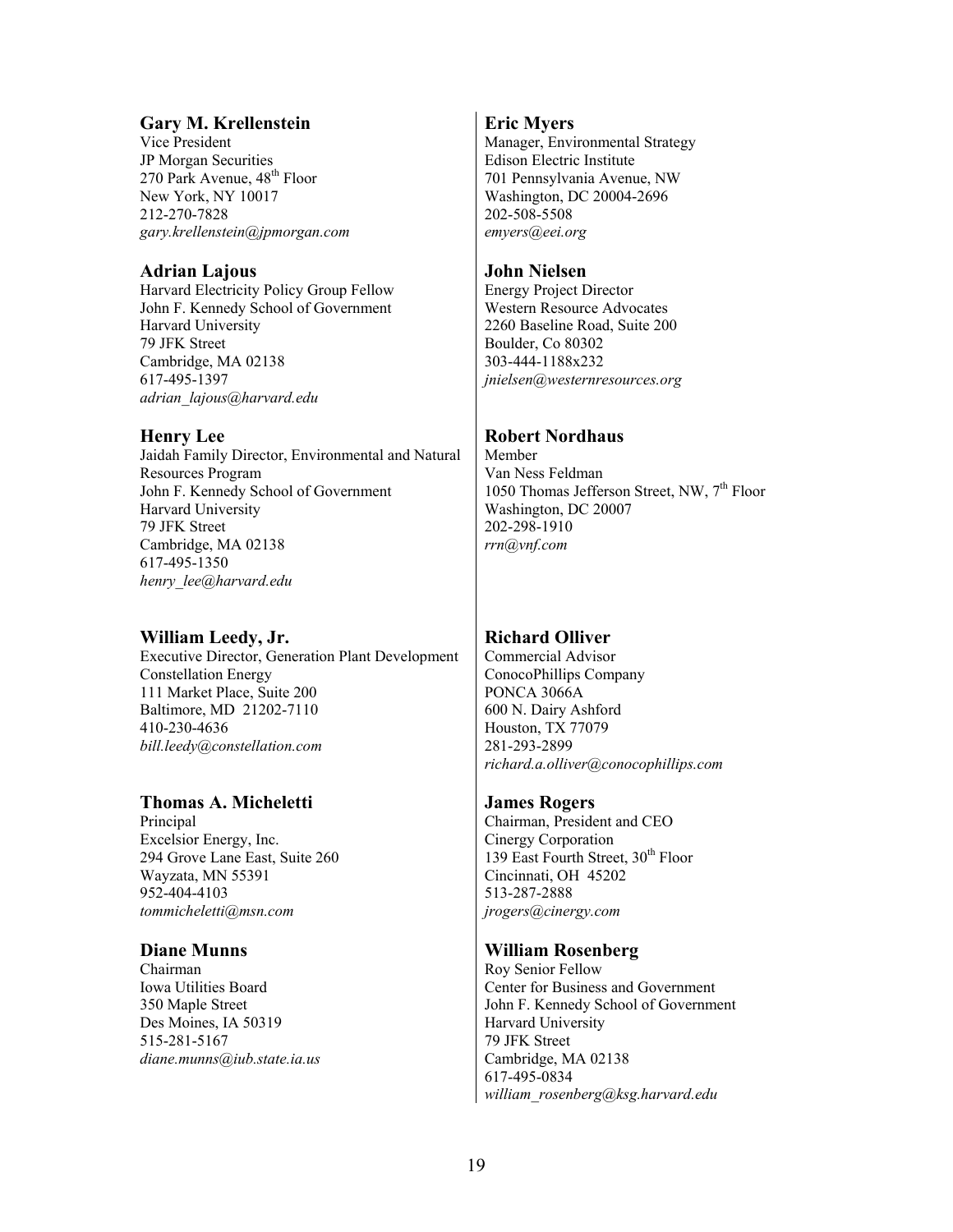**Gary M. Krellenstein**
Vice President
JP Morgan Securities
270 Park Avenue, 48th Floor
New York, NY 10017
212-270-7828
*gary.krellenstein@jpmorgan.com*

**Adrian Lajous**
Harvard Electricity Policy Group Fellow
John F. Kennedy School of Government
Harvard University
79 JFK Street
Cambridge, MA 02138
617-495-1397
*adrian_lajous@harvard.edu*

**Henry Lee**
Jaidah Family Director, Environmental and Natural Resources Program
John F. Kennedy School of Government
Harvard University
79 JFK Street
Cambridge, MA 02138
617-495-1350
*henry_lee@harvard.edu*

**William Leedy, Jr.**
Executive Director, Generation Plant Development
Constellation Energy
111 Market Place, Suite 200
Baltimore, MD 21202-7110
410-230-4636
*bill.leedy@constellation.com*

**Thomas A. Micheletti**
Principal
Excelsior Energy, Inc.
294 Grove Lane East, Suite 260
Wayzata, MN 55391
952-404-4103
*tommicheletti@msn.com*

**Diane Munns**
Chairman
Iowa Utilities Board
350 Maple Street
Des Moines, IA 50319
515-281-5167
*diane.munns@iub.state.ia.us*

**Eric Myers**
Manager, Environmental Strategy
Edison Electric Institute
701 Pennsylvania Avenue, NW
Washington, DC 20004-2696
202-508-5508
*emyers@eei.org*

**John Nielsen**
Energy Project Director
Western Resource Advocates
2260 Baseline Road, Suite 200
Boulder, Co 80302
303-444-1188x232
*jnielsen@westernresources.org*

**Robert Nordhaus**
Member
Van Ness Feldman
1050 Thomas Jefferson Street, NW, 7th Floor
Washington, DC 20007
202-298-1910
*rrn@vnf.com*

**Richard Olliver**
Commercial Advisor
ConocoPhillips Company
PONCA 3066A
600 N. Dairy Ashford
Houston, TX 77079
281-293-2899
*richard.a.olliver@conocophillips.com*

**James Rogers**
Chairman, President and CEO
Cinergy Corporation
139 East Fourth Street, 30th Floor
Cincinnati, OH 45202
513-287-2888
*jrogers@cinergy.com*

**William Rosenberg**
Roy Senior Fellow
Center for Business and Government
John F. Kennedy School of Government
Harvard University
79 JFK Street
Cambridge, MA 02138
617-495-0834
*william_rosenberg@ksg.harvard.edu*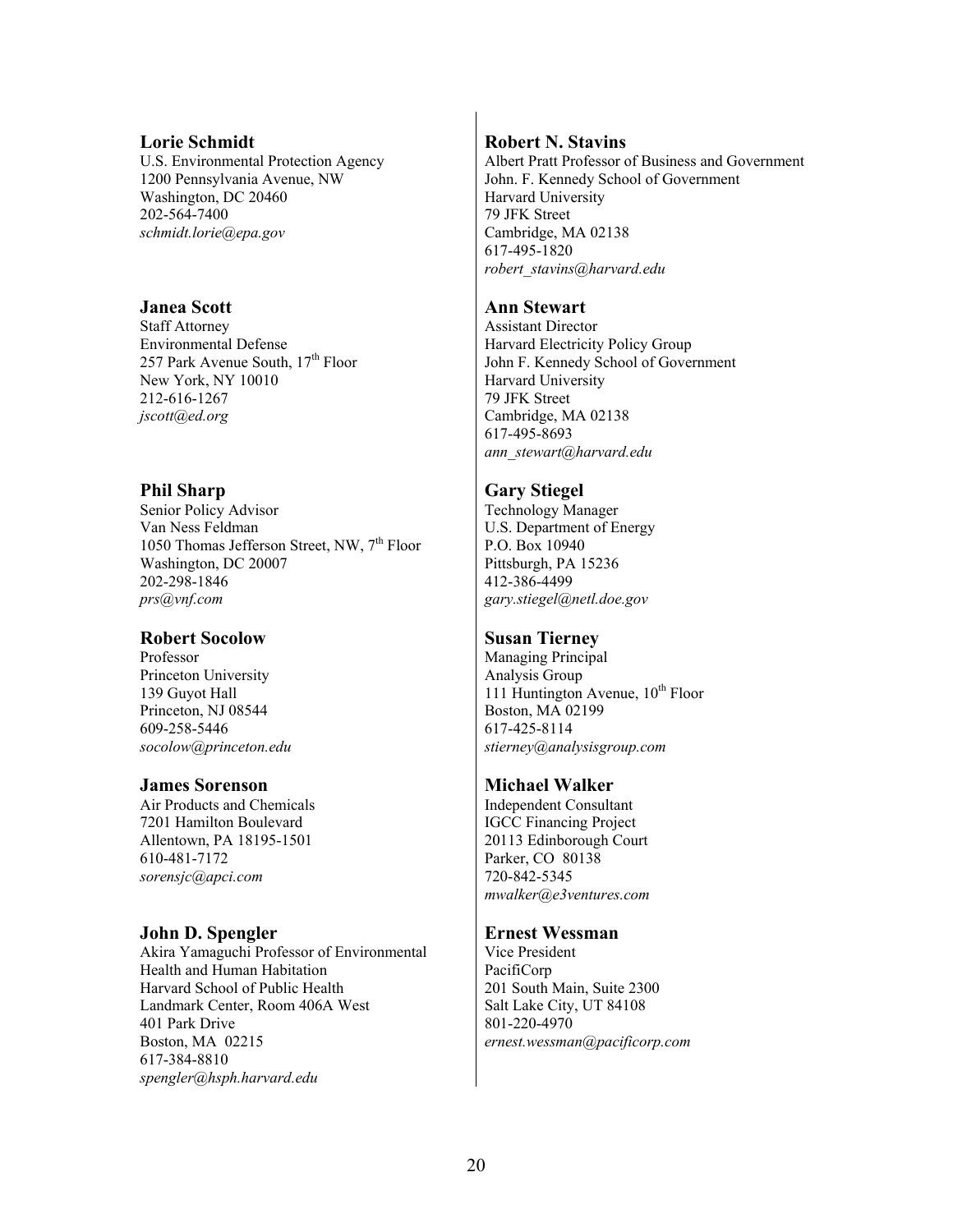**Lorie Schmidt**
U.S. Environmental Protection Agency
1200 Pennsylvania Avenue, NW
Washington, DC 20460
202-564-7400
*schmidt.lorie@epa.gov*

**Janea Scott**
Staff Attorney
Environmental Defense
257 Park Avenue South, 17th Floor
New York, NY 10010
212-616-1267
*jscott@ed.org*

**Phil Sharp**
Senior Policy Advisor
Van Ness Feldman
1050 Thomas Jefferson Street, NW, 7th Floor
Washington, DC 20007
202-298-1846
*prs@vnf.com*

**Robert Socolow**
Professor
Princeton University
139 Guyot Hall
Princeton, NJ 08544
609-258-5446
*socolow@princeton.edu*

**James Sorenson**
Air Products and Chemicals
7201 Hamilton Boulevard
Allentown, PA 18195-1501
610-481-7172
*sorensjc@apci.com*

**John D. Spengler**
Akira Yamaguchi Professor of Environmental Health and Human Habitation
Harvard School of Public Health
Landmark Center, Room 406A West
401 Park Drive
Boston, MA 02215
617-384-8810
*spengler@hsph.harvard.edu*

**Robert N. Stavins**
Albert Pratt Professor of Business and Government
John. F. Kennedy School of Government
Harvard University
79 JFK Street
Cambridge, MA 02138
617-495-1820
*robert_stavins@harvard.edu*

**Ann Stewart**
Assistant Director
Harvard Electricity Policy Group
John F. Kennedy School of Government
Harvard University
79 JFK Street
Cambridge, MA 02138
617-495-8693
*ann_stewart@harvard.edu*

**Gary Stiegel**
Technology Manager
U.S. Department of Energy
P.O. Box 10940
Pittsburgh, PA 15236
412-386-4499
*gary.stiegel@netl.doe.gov*

**Susan Tierney**
Managing Principal
Analysis Group
111 Huntington Avenue, 10th Floor
Boston, MA 02199
617-425-8114
*stierney@analysisgroup.com*

**Michael Walker**
Independent Consultant
IGCC Financing Project
20113 Edinborough Court
Parker, CO 80138
720-842-5345
*mwalker@e3ventures.com*

**Ernest Wessman**
Vice President
PacifiCorp
201 South Main, Suite 2300
Salt Lake City, UT 84108
801-220-4970
*ernest.wessman@pacificorp.com*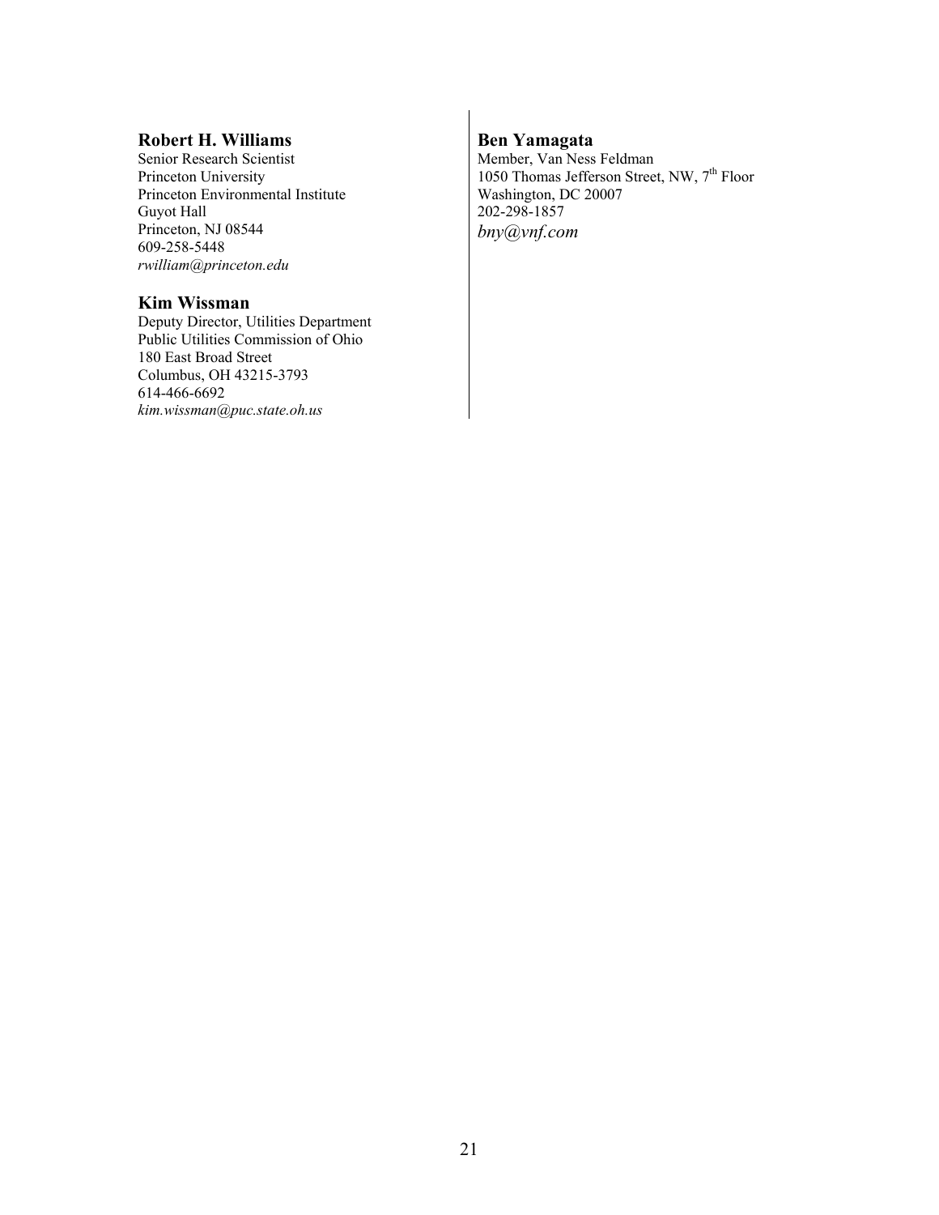**Robert H. Williams**
Senior Research Scientist
Princeton University
Princeton Environmental Institute
Guyot Hall
Princeton, NJ 08544
609-258-5448
*rwilliam@princeton.edu*

**Kim Wissman**
Deputy Director, Utilities Department
Public Utilities Commission of Ohio
180 East Broad Street
Columbus, OH 43215-3793
614-466-6692
*kim.wissman@puc.state.oh.us*

**Ben Yamagata**
Member, Van Ness Feldman
1050 Thomas Jefferson Street, NW, 7th Floor
Washington, DC 20007
202-298-1857
*bny@vnf.com*